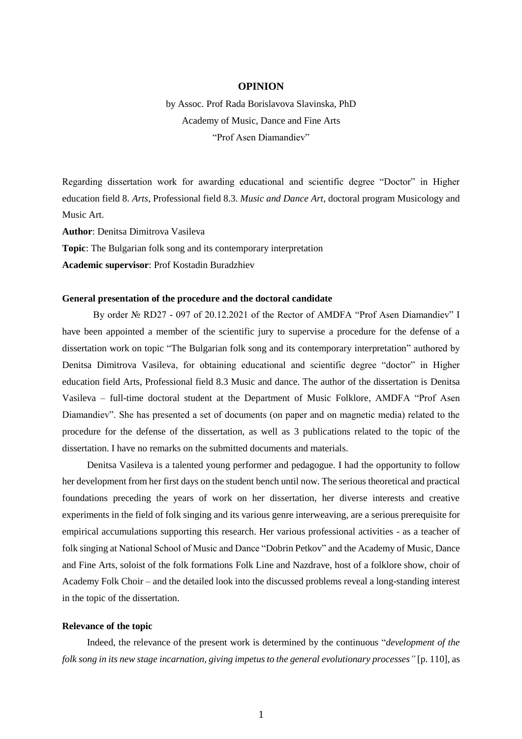# OPINION

by Assoc. Prof Rada Borislavova Slavinska, PhD
Academy of Music, Dance and Fine Arts
"Prof Asen Diamandiev"

Regarding dissertation work for awarding educational and scientific degree "Doctor" in Higher education field 8. *Arts*, Professional field 8.3. *Music and Dance Art*, doctoral program Musicology and Music Art.

**Author**: Denitsa Dimitrova Vasileva

**Topic**: The Bulgarian folk song and its contemporary interpretation

**Academic supervisor**: Prof Kostadin Buradzhiev

**General presentation of the procedure and the doctoral candidate**

By order № RD27 - 097 of 20.12.2021 of the Rector of AMDFA "Prof Asen Diamandiev" I have been appointed a member of the scientific jury to supervise a procedure for the defense of a dissertation work on topic "The Bulgarian folk song and its contemporary interpretation" authored by Denitsa Dimitrova Vasileva, for obtaining educational and scientific degree "doctor" in Higher education field Arts, Professional field 8.3 Music and dance. The author of the dissertation is Denitsa Vasileva – full-time doctoral student at the Department of Music Folklore, AMDFA "Prof Asen Diamandiev". She has presented a set of documents (on paper and on magnetic media) related to the procedure for the defense of the dissertation, as well as 3 publications related to the topic of the dissertation. I have no remarks on the submitted documents and materials.

Denitsa Vasileva is a talented young performer and pedagogue. I had the opportunity to follow her development from her first days on the student bench until now. The serious theoretical and practical foundations preceding the years of work on her dissertation, her diverse interests and creative experiments in the field of folk singing and its various genre interweaving, are a serious prerequisite for empirical accumulations supporting this research. Her various professional activities - as a teacher of folk singing at National School of Music and Dance "Dobrin Petkov" and the Academy of Music, Dance and Fine Arts, soloist of the folk formations Folk Line and Nazdrave, host of a folklore show, choir of Academy Folk Choir – and the detailed look into the discussed problems reveal a long-standing interest in the topic of the dissertation.

**Relevance of the topic**

Indeed, the relevance of the present work is determined by the continuous "*development of the folk song in its new stage incarnation, giving impetus to the general evolutionary processes"* [p. 110], as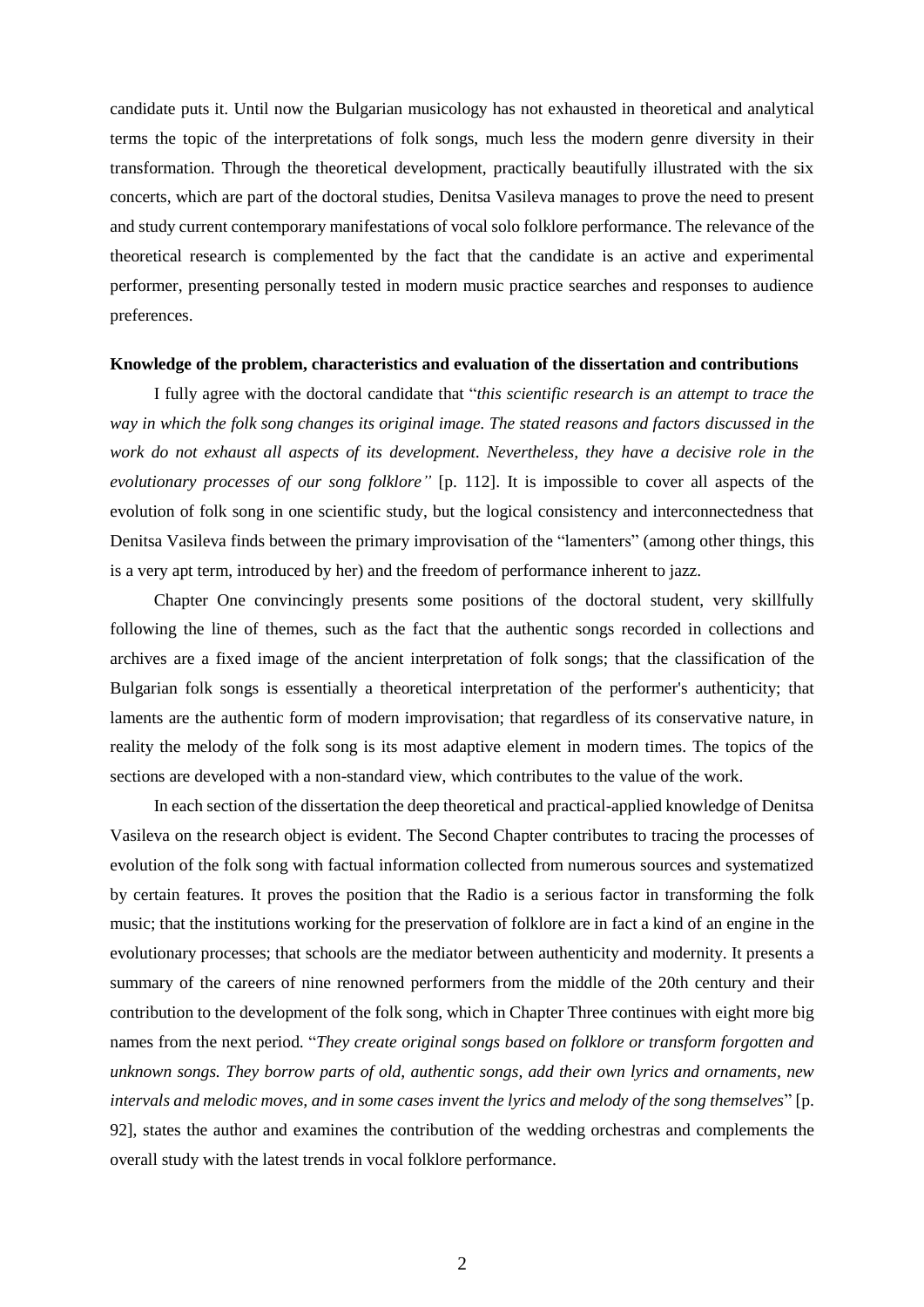candidate puts it. Until now the Bulgarian musicology has not exhausted in theoretical and analytical terms the topic of the interpretations of folk songs, much less the modern genre diversity in their transformation. Through the theoretical development, practically beautifully illustrated with the six concerts, which are part of the doctoral studies, Denitsa Vasileva manages to prove the need to present and study current contemporary manifestations of vocal solo folklore performance. The relevance of the theoretical research is complemented by the fact that the candidate is an active and experimental performer, presenting personally tested in modern music practice searches and responses to audience preferences.

**Knowledge of the problem, characteristics and evaluation of the dissertation and contributions**

I fully agree with the doctoral candidate that "*this scientific research is an attempt to trace the way in which the folk song changes its original image. The stated reasons and factors discussed in the work do not exhaust all aspects of its development. Nevertheless, they have a decisive role in the evolutionary processes of our song folklore"* [p. 112]. It is impossible to cover all aspects of the evolution of folk song in one scientific study, but the logical consistency and interconnectedness that Denitsa Vasileva finds between the primary improvisation of the "lamenters" (among other things, this is a very apt term, introduced by her) and the freedom of performance inherent to jazz.

Chapter One convincingly presents some positions of the doctoral student, very skillfully following the line of themes, such as the fact that the authentic songs recorded in collections and archives are a fixed image of the ancient interpretation of folk songs; that the classification of the Bulgarian folk songs is essentially a theoretical interpretation of the performer's authenticity; that laments are the authentic form of modern improvisation; that regardless of its conservative nature, in reality the melody of the folk song is its most adaptive element in modern times. The topics of the sections are developed with a non-standard view, which contributes to the value of the work.

In each section of the dissertation the deep theoretical and practical-applied knowledge of Denitsa Vasileva on the research object is evident. The Second Chapter contributes to tracing the processes of evolution of the folk song with factual information collected from numerous sources and systematized by certain features. It proves the position that the Radio is a serious factor in transforming the folk music; that the institutions working for the preservation of folklore are in fact a kind of an engine in the evolutionary processes; that schools are the mediator between authenticity and modernity. It presents a summary of the careers of nine renowned performers from the middle of the 20th century and their contribution to the development of the folk song, which in Chapter Three continues with eight more big names from the next period. "*They create original songs based on folklore or transform forgotten and unknown songs. They borrow parts of old, authentic songs, add their own lyrics and ornaments, new intervals and melodic moves, and in some cases invent the lyrics and melody of the song themselves*" [p. 92], states the author and examines the contribution of the wedding orchestras and complements the overall study with the latest trends in vocal folklore performance.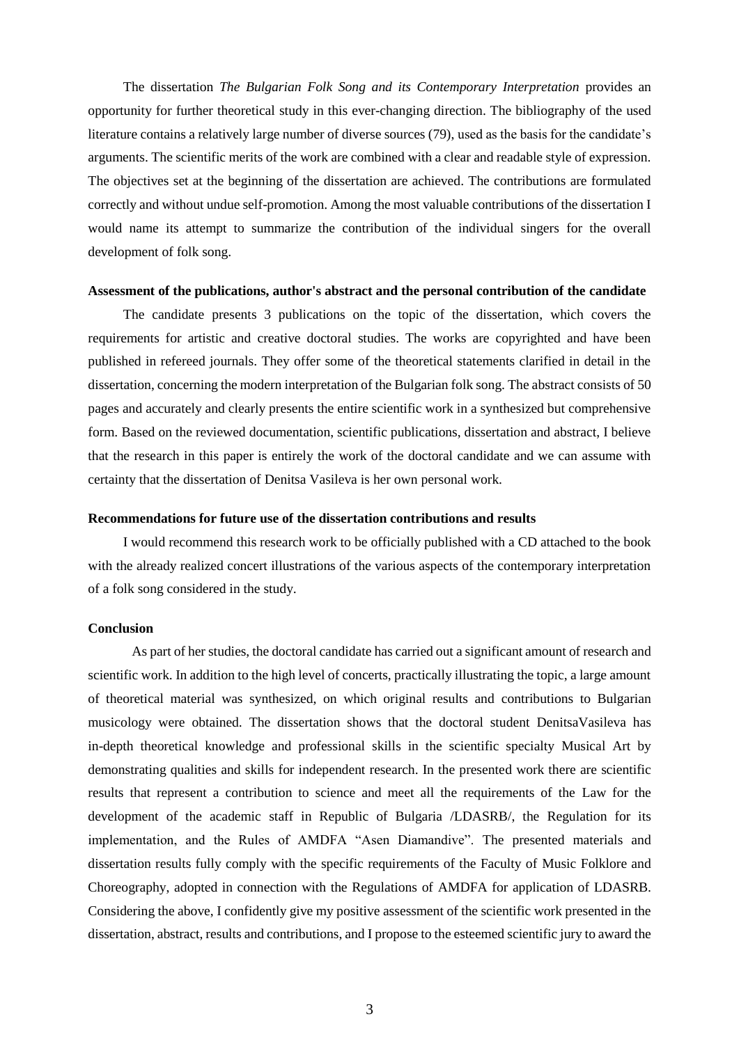The dissertation *The Bulgarian Folk Song and its Contemporary Interpretation* provides an opportunity for further theoretical study in this ever-changing direction. The bibliography of the used literature contains a relatively large number of diverse sources (79), used as the basis for the candidate's arguments. The scientific merits of the work are combined with a clear and readable style of expression. The objectives set at the beginning of the dissertation are achieved. The contributions are formulated correctly and without undue self-promotion. Among the most valuable contributions of the dissertation I would name its attempt to summarize the contribution of the individual singers for the overall development of folk song.

**Assessment of the publications, author's abstract and the personal contribution of the candidate**

The candidate presents 3 publications on the topic of the dissertation, which covers the requirements for artistic and creative doctoral studies. The works are copyrighted and have been published in refereed journals. They offer some of the theoretical statements clarified in detail in the dissertation, concerning the modern interpretation of the Bulgarian folk song. The abstract consists of 50 pages and accurately and clearly presents the entire scientific work in a synthesized but comprehensive form. Based on the reviewed documentation, scientific publications, dissertation and abstract, I believe that the research in this paper is entirely the work of the doctoral candidate and we can assume with certainty that the dissertation of Denitsa Vasileva is her own personal work.

**Recommendations for future use of the dissertation contributions and results**

I would recommend this research work to be officially published with a CD attached to the book with the already realized concert illustrations of the various aspects of the contemporary interpretation of a folk song considered in the study.

**Conclusion**

As part of her studies, the doctoral candidate has carried out a significant amount of research and scientific work. In addition to the high level of concerts, practically illustrating the topic, a large amount of theoretical material was synthesized, on which original results and contributions to Bulgarian musicology were obtained. The dissertation shows that the doctoral student DenitsaVasileva has in-depth theoretical knowledge and professional skills in the scientific specialty Musical Art by demonstrating qualities and skills for independent research. In the presented work there are scientific results that represent a contribution to science and meet all the requirements of the Law for the development of the academic staff in Republic of Bulgaria /LDASRB/, the Regulation for its implementation, and the Rules of AMDFA "Asen Diamandive". The presented materials and dissertation results fully comply with the specific requirements of the Faculty of Music Folklore and Choreography, adopted in connection with the Regulations of AMDFA for application of LDASRB. Considering the above, I confidently give my positive assessment of the scientific work presented in the dissertation, abstract, results and contributions, and I propose to the esteemed scientific jury to award the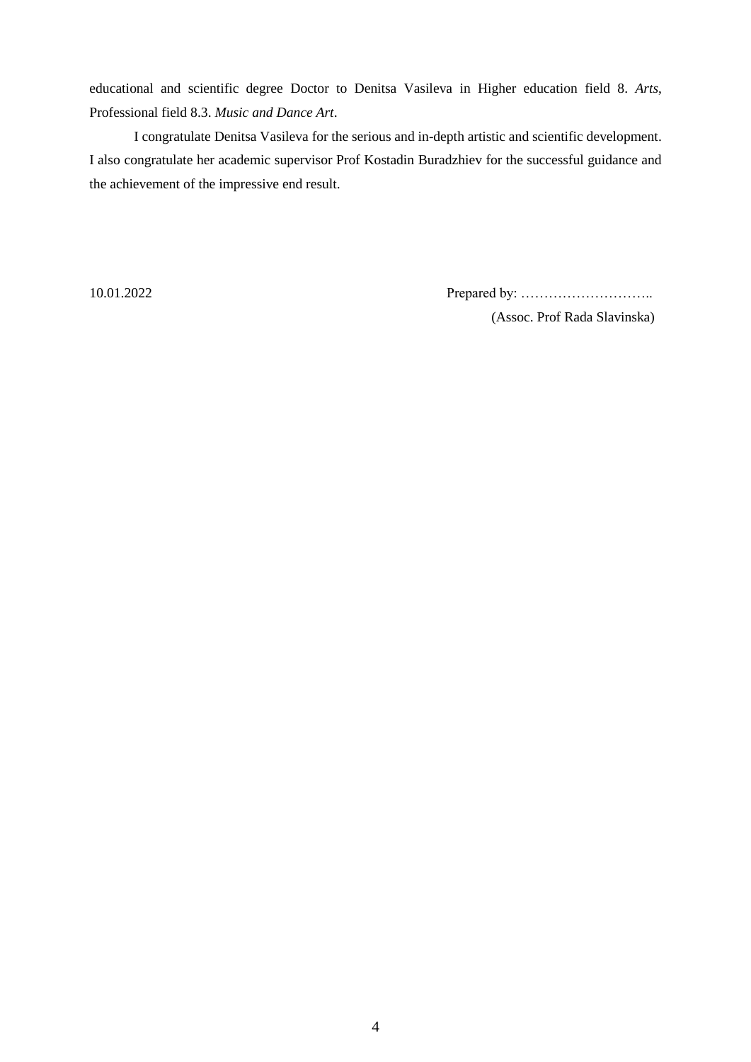educational and scientific degree Doctor to Denitsa Vasileva in Higher education field 8. *Arts*, Professional field 8.3. *Music and Dance Art*.

I congratulate Denitsa Vasileva for the serious and in-depth artistic and scientific development. I also congratulate her academic supervisor Prof Kostadin Buradzhiev for the successful guidance and the achievement of the impressive end result.

10.01.2022

Prepared by: ………………………..

(Assoc. Prof Rada Slavinska)